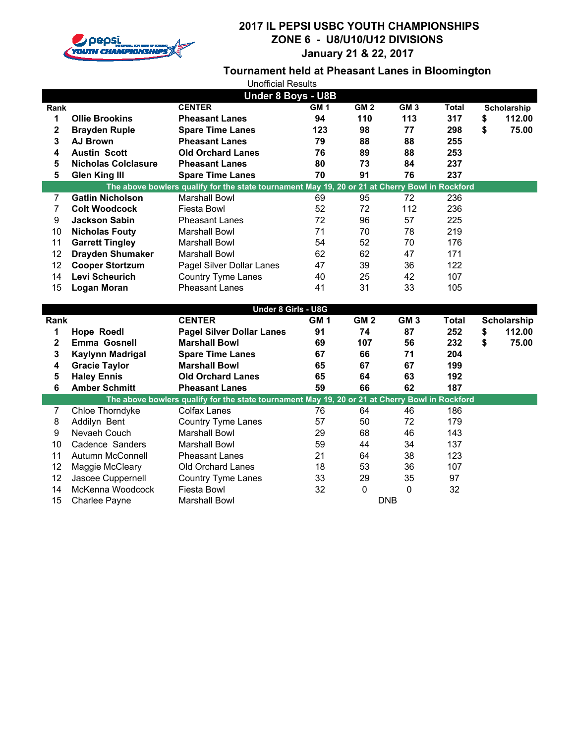# 2017 IL PEPSI USBC YOUTH CHAMPIONSHIPS
## ZONE 6 - U8/U10/U12 DIVISIONS
## January 21 & 22, 2017

### Tournament held at Pheasant Lanes in Bloomington

Unofficial Results

**Under 8 Boys - U8B**

| Rank | | CENTER | GM 1 | GM 2 | GM 3 | Total | Scholarship |
|---|---|---|---|---|---|---|---|
| **1** | **Ollie Brookins** | **Pheasant Lanes** | **94** | **110** | **113** | **317** | **$ 112.00** |
| **2** | **Brayden Ruple** | **Spare Time Lanes** | **123** | **98** | **77** | **298** | **$ 75.00** |
| **3** | **AJ Brown** | **Pheasant Lanes** | **79** | **88** | **88** | **255** | |
| **4** | **Austin Scott** | **Old Orchard Lanes** | **76** | **89** | **88** | **253** | |
| **5** | **Nicholas Colclasure** | **Pheasant Lanes** | **80** | **73** | **84** | **237** | |
| **5** | **Glen King III** | **Spare Time Lanes** | **70** | **91** | **76** | **237** | |
| | **The above bowlers qualify for the state tournament May 19, 20 or 21 at Cherry Bowl in Rockford** | | | | | | |
| 7 | **Gatlin Nicholson** | Marshall Bowl | 69 | 95 | 72 | 236 | |
| 7 | **Colt Woodcock** | Fiesta Bowl | 52 | 72 | 112 | 236 | |
| 9 | **Jackson Sabin** | Pheasant Lanes | 72 | 96 | 57 | 225 | |
| 10 | **Nicholas Fouty** | Marshall Bowl | 71 | 70 | 78 | 219 | |
| 11 | **Garrett Tingley** | Marshall Bowl | 54 | 52 | 70 | 176 | |
| 12 | **Drayden Shumaker** | Marshall Bowl | 62 | 62 | 47 | 171 | |
| 12 | **Cooper Stortzum** | Pagel Silver Dollar Lanes | 47 | 39 | 36 | 122 | |
| 14 | **Levi Scheurich** | Country Tyme Lanes | 40 | 25 | 42 | 107 | |
| 15 | **Logan Moran** | Pheasant Lanes | 41 | 31 | 33 | 105 | |

**Under 8 Girls - U8G**

| Rank | | CENTER | GM 1 | GM 2 | GM 3 | Total | Scholarship |
|---|---|---|---|---|---|---|---|
| **1** | **Hope Roedl** | **Pagel Silver Dollar Lanes** | **91** | **74** | **87** | **252** | **$ 112.00** |
| **2** | **Emma Gosnell** | **Marshall Bowl** | **69** | **107** | **56** | **232** | **$ 75.00** |
| **3** | **Kaylynn Madrigal** | **Spare Time Lanes** | **67** | **66** | **71** | **204** | |
| **4** | **Gracie Taylor** | **Marshall Bowl** | **65** | **67** | **67** | **199** | |
| **5** | **Haley Ennis** | **Old Orchard Lanes** | **65** | **64** | **63** | **192** | |
| **6** | **Amber Schmitt** | **Pheasant Lanes** | **59** | **66** | **62** | **187** | |
| | **The above bowlers qualify for the state tournament May 19, 20 or 21 at Cherry Bowl in Rockford** | | | | | | |
| 7 | Chloe Thorndyke | Colfax Lanes | 76 | 64 | 46 | 186 | |
| 8 | Addilyn Bent | Country Tyme Lanes | 57 | 50 | 72 | 179 | |
| 9 | Nevaeh Couch | Marshall Bowl | 29 | 68 | 46 | 143 | |
| 10 | Cadence Sanders | Marshall Bowl | 59 | 44 | 34 | 137 | |
| 11 | Autumn McConnell | Pheasant Lanes | 21 | 64 | 38 | 123 | |
| 12 | Maggie McCleary | Old Orchard Lanes | 18 | 53 | 36 | 107 | |
| 12 | Jascee Cuppernell | Country Tyme Lanes | 33 | 29 | 35 | 97 | |
| 14 | McKenna Woodcock | Fiesta Bowl | 32 | 0 | 0 | 32 | |
| 15 | Charlee Payne | Marshall Bowl | | DNB | | | |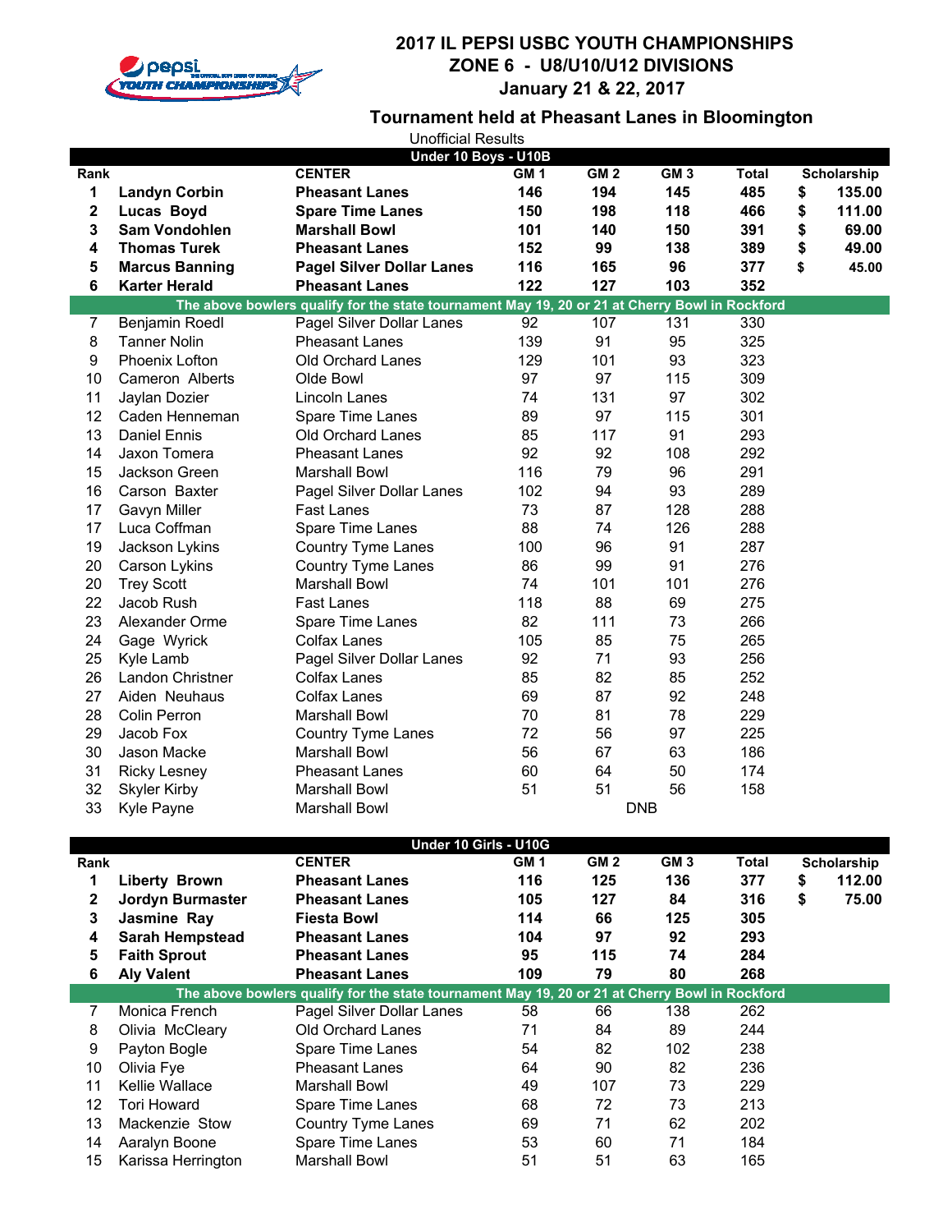# 2017 IL PEPSI USBC YOUTH CHAMPIONSHIPS
## ZONE 6 - U8/U10/U12 DIVISIONS
## January 21 & 22, 2017

### Tournament held at Pheasant Lanes in Bloomington

Unofficial Results

**Under 10 Boys - U10B**

| Rank | | CENTER | GM 1 | GM 2 | GM 3 | Total | Scholarship |
|---|---|---|---|---|---|---|---|
| **1** | **Landyn Corbin** | **Pheasant Lanes** | **146** | **194** | **145** | **485** | **$ 135.00** |
| **2** | **Lucas Boyd** | **Spare Time Lanes** | **150** | **198** | **118** | **466** | **$ 111.00** |
| **3** | **Sam Vondohlen** | **Marshall Bowl** | **101** | **140** | **150** | **391** | **$ 69.00** |
| **4** | **Thomas Turek** | **Pheasant Lanes** | **152** | **99** | **138** | **389** | **$ 49.00** |
| **5** | **Marcus Banning** | **Pagel Silver Dollar Lanes** | **116** | **165** | **96** | **377** | **$ 45.00** |
| **6** | **Karter Herald** | **Pheasant Lanes** | **122** | **127** | **103** | **352** | |
| | **The above bowlers qualify for the state tournament May 19, 20 or 21 at Cherry Bowl in Rockford** | | | | | | |
| 7 | Benjamin Roedl | Pagel Silver Dollar Lanes | 92 | 107 | 131 | 330 | |
| 8 | Tanner Nolin | Pheasant Lanes | 139 | 91 | 95 | 325 | |
| 9 | Phoenix Lofton | Old Orchard Lanes | 129 | 101 | 93 | 323 | |
| 10 | Cameron Alberts | Olde Bowl | 97 | 97 | 115 | 309 | |
| 11 | Jaylan Dozier | Lincoln Lanes | 74 | 131 | 97 | 302 | |
| 12 | Caden Henneman | Spare Time Lanes | 89 | 97 | 115 | 301 | |
| 13 | Daniel Ennis | Old Orchard Lanes | 85 | 117 | 91 | 293 | |
| 14 | Jaxon Tomera | Pheasant Lanes | 92 | 92 | 108 | 292 | |
| 15 | Jackson Green | Marshall Bowl | 116 | 79 | 96 | 291 | |
| 16 | Carson Baxter | Pagel Silver Dollar Lanes | 102 | 94 | 93 | 289 | |
| 17 | Gavyn Miller | Fast Lanes | 73 | 87 | 128 | 288 | |
| 17 | Luca Coffman | Spare Time Lanes | 88 | 74 | 126 | 288 | |
| 19 | Jackson Lykins | Country Tyme Lanes | 100 | 96 | 91 | 287 | |
| 20 | Carson Lykins | Country Tyme Lanes | 86 | 99 | 91 | 276 | |
| 20 | Trey Scott | Marshall Bowl | 74 | 101 | 101 | 276 | |
| 22 | Jacob Rush | Fast Lanes | 118 | 88 | 69 | 275 | |
| 23 | Alexander Orme | Spare Time Lanes | 82 | 111 | 73 | 266 | |
| 24 | Gage Wyrick | Colfax Lanes | 105 | 85 | 75 | 265 | |
| 25 | Kyle Lamb | Pagel Silver Dollar Lanes | 92 | 71 | 93 | 256 | |
| 26 | Landon Christner | Colfax Lanes | 85 | 82 | 85 | 252 | |
| 27 | Aiden Neuhaus | Colfax Lanes | 69 | 87 | 92 | 248 | |
| 28 | Colin Perron | Marshall Bowl | 70 | 81 | 78 | 229 | |
| 29 | Jacob Fox | Country Tyme Lanes | 72 | 56 | 97 | 225 | |
| 30 | Jason Macke | Marshall Bowl | 56 | 67 | 63 | 186 | |
| 31 | Ricky Lesney | Pheasant Lanes | 60 | 64 | 50 | 174 | |
| 32 | Skyler Kirby | Marshall Bowl | 51 | 51 | 56 | 158 | |
| 33 | Kyle Payne | Marshall Bowl | | DNB | | | |

**Under 10 Girls - U10G**

| Rank | | CENTER | GM 1 | GM 2 | GM 3 | Total | Scholarship |
|---|---|---|---|---|---|---|---|
| **1** | **Liberty Brown** | **Pheasant Lanes** | **116** | **125** | **136** | **377** | **$ 112.00** |
| **2** | **Jordyn Burmaster** | **Pheasant Lanes** | **105** | **127** | **84** | **316** | **$ 75.00** |
| **3** | **Jasmine Ray** | **Fiesta Bowl** | **114** | **66** | **125** | **305** | |
| **4** | **Sarah Hempstead** | **Pheasant Lanes** | **104** | **97** | **92** | **293** | |
| **5** | **Faith Sprout** | **Pheasant Lanes** | **95** | **115** | **74** | **284** | |
| **6** | **Aly Valent** | **Pheasant Lanes** | **109** | **79** | **80** | **268** | |
| | **The above bowlers qualify for the state tournament May 19, 20 or 21 at Cherry Bowl in Rockford** | | | | | | |
| 7 | Monica French | Pagel Silver Dollar Lanes | 58 | 66 | 138 | 262 | |
| 8 | Olivia McCleary | Old Orchard Lanes | 71 | 84 | 89 | 244 | |
| 9 | Payton Bogle | Spare Time Lanes | 54 | 82 | 102 | 238 | |
| 10 | Olivia Fye | Pheasant Lanes | 64 | 90 | 82 | 236 | |
| 11 | Kellie Wallace | Marshall Bowl | 49 | 107 | 73 | 229 | |
| 12 | Tori Howard | Spare Time Lanes | 68 | 72 | 73 | 213 | |
| 13 | Mackenzie Stow | Country Tyme Lanes | 69 | 71 | 62 | 202 | |
| 14 | Aaralyn Boone | Spare Time Lanes | 53 | 60 | 71 | 184 | |
| 15 | Karissa Herrington | Marshall Bowl | 51 | 51 | 63 | 165 | |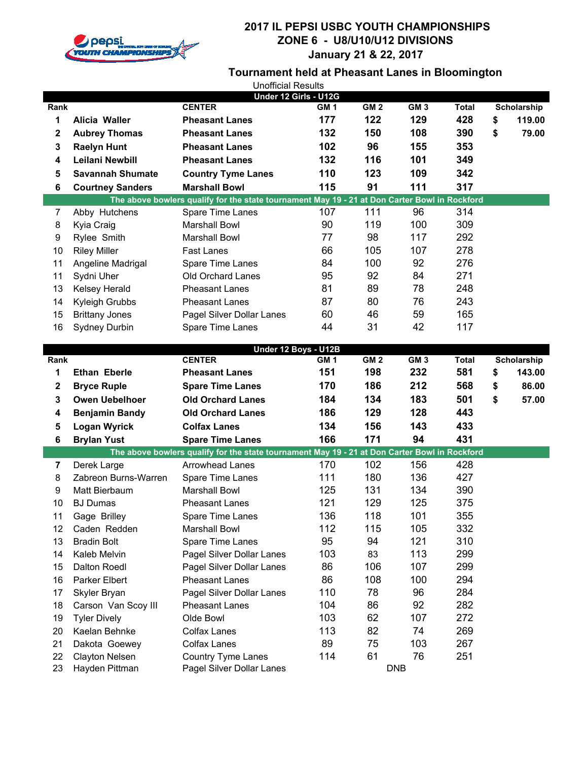# 2017 IL PEPSI USBC YOUTH CHAMPIONSHIPS
## ZONE 6 - U8/U10/U12 DIVISIONS
## January 21 & 22, 2017

### Tournament held at Pheasant Lanes in Bloomington

Unofficial Results

**Under 12 Girls - U12G**

| Rank | | CENTER | GM 1 | GM 2 | GM 3 | Total | Scholarship |
|---|---|---|---|---|---|---|---|
| **1** | **Alicia Waller** | **Pheasant Lanes** | **177** | **122** | **129** | **428** | **$ 119.00** |
| **2** | **Aubrey Thomas** | **Pheasant Lanes** | **132** | **150** | **108** | **390** | **$ 79.00** |
| **3** | **Raelyn Hunt** | **Pheasant Lanes** | **102** | **96** | **155** | **353** | |
| **4** | **Leilani Newbill** | **Pheasant Lanes** | **132** | **116** | **101** | **349** | |
| **5** | **Savannah Shumate** | **Country Tyme Lanes** | **110** | **123** | **109** | **342** | |
| **6** | **Courtney Sanders** | **Marshall Bowl** | **115** | **91** | **111** | **317** | |
| | **The above bowlers qualify for the state tournament May 19 - 21 at Don Carter Bowl in Rockford** | | | | | | |
| 7 | Abby Hutchens | Spare Time Lanes | 107 | 111 | 96 | 314 | |
| 8 | Kyia Craig | Marshall Bowl | 90 | 119 | 100 | 309 | |
| 9 | Rylee Smith | Marshall Bowl | 77 | 98 | 117 | 292 | |
| 10 | Riley Miller | Fast Lanes | 66 | 105 | 107 | 278 | |
| 11 | Angeline Madrigal | Spare Time Lanes | 84 | 100 | 92 | 276 | |
| 11 | Sydni Uher | Old Orchard Lanes | 95 | 92 | 84 | 271 | |
| 13 | Kelsey Herald | Pheasant Lanes | 81 | 89 | 78 | 248 | |
| 14 | Kyleigh Grubbs | Pheasant Lanes | 87 | 80 | 76 | 243 | |
| 15 | Brittany Jones | Pagel Silver Dollar Lanes | 60 | 46 | 59 | 165 | |
| 16 | Sydney Durbin | Spare Time Lanes | 44 | 31 | 42 | 117 | |

**Under 12 Boys - U12B**

| Rank | | CENTER | GM 1 | GM 2 | GM 3 | Total | Scholarship |
|---|---|---|---|---|---|---|---|
| **1** | **Ethan Eberle** | **Pheasant Lanes** | **151** | **198** | **232** | **581** | **$ 143.00** |
| **2** | **Bryce Ruple** | **Spare Time Lanes** | **170** | **186** | **212** | **568** | **$ 86.00** |
| **3** | **Owen Uebelhoer** | **Old Orchard Lanes** | **184** | **134** | **183** | **501** | **$ 57.00** |
| **4** | **Benjamin Bandy** | **Old Orchard Lanes** | **186** | **129** | **128** | **443** | |
| **5** | **Logan Wyrick** | **Colfax Lanes** | **134** | **156** | **143** | **433** | |
| **6** | **Brylan Yust** | **Spare Time Lanes** | **166** | **171** | **94** | **431** | |
| | **The above bowlers qualify for the state tournament May 19 - 21 at Don Carter Bowl in Rockford** | | | | | | |
| 7 | Derek Large | Arrowhead Lanes | 170 | 102 | 156 | 428 | |
| 8 | Zabreon Burns-Warren | Spare Time Lanes | 111 | 180 | 136 | 427 | |
| 9 | Matt Bierbaum | Marshall Bowl | 125 | 131 | 134 | 390 | |
| 10 | BJ Dumas | Pheasant Lanes | 121 | 129 | 125 | 375 | |
| 11 | Gage Brilley | Spare Time Lanes | 136 | 118 | 101 | 355 | |
| 12 | Caden Redden | Marshall Bowl | 112 | 115 | 105 | 332 | |
| 13 | Bradin Bolt | Spare Time Lanes | 95 | 94 | 121 | 310 | |
| 14 | Kaleb Melvin | Pagel Silver Dollar Lanes | 103 | 83 | 113 | 299 | |
| 15 | Dalton Roedl | Pagel Silver Dollar Lanes | 86 | 106 | 107 | 299 | |
| 16 | Parker Elbert | Pheasant Lanes | 86 | 108 | 100 | 294 | |
| 17 | Skyler Bryan | Pagel Silver Dollar Lanes | 110 | 78 | 96 | 284 | |
| 18 | Carson Van Scoy III | Pheasant Lanes | 104 | 86 | 92 | 282 | |
| 19 | Tyler Dively | Olde Bowl | 103 | 62 | 107 | 272 | |
| 20 | Kaelan Behnke | Colfax Lanes | 113 | 82 | 74 | 269 | |
| 21 | Dakota Goewey | Colfax Lanes | 89 | 75 | 103 | 267 | |
| 22 | Clayton Nelsen | Country Tyme Lanes | 114 | 61 | 76 | 251 | |
| 23 | Hayden Pittman | Pagel Silver Dollar Lanes | | DNB | | | |